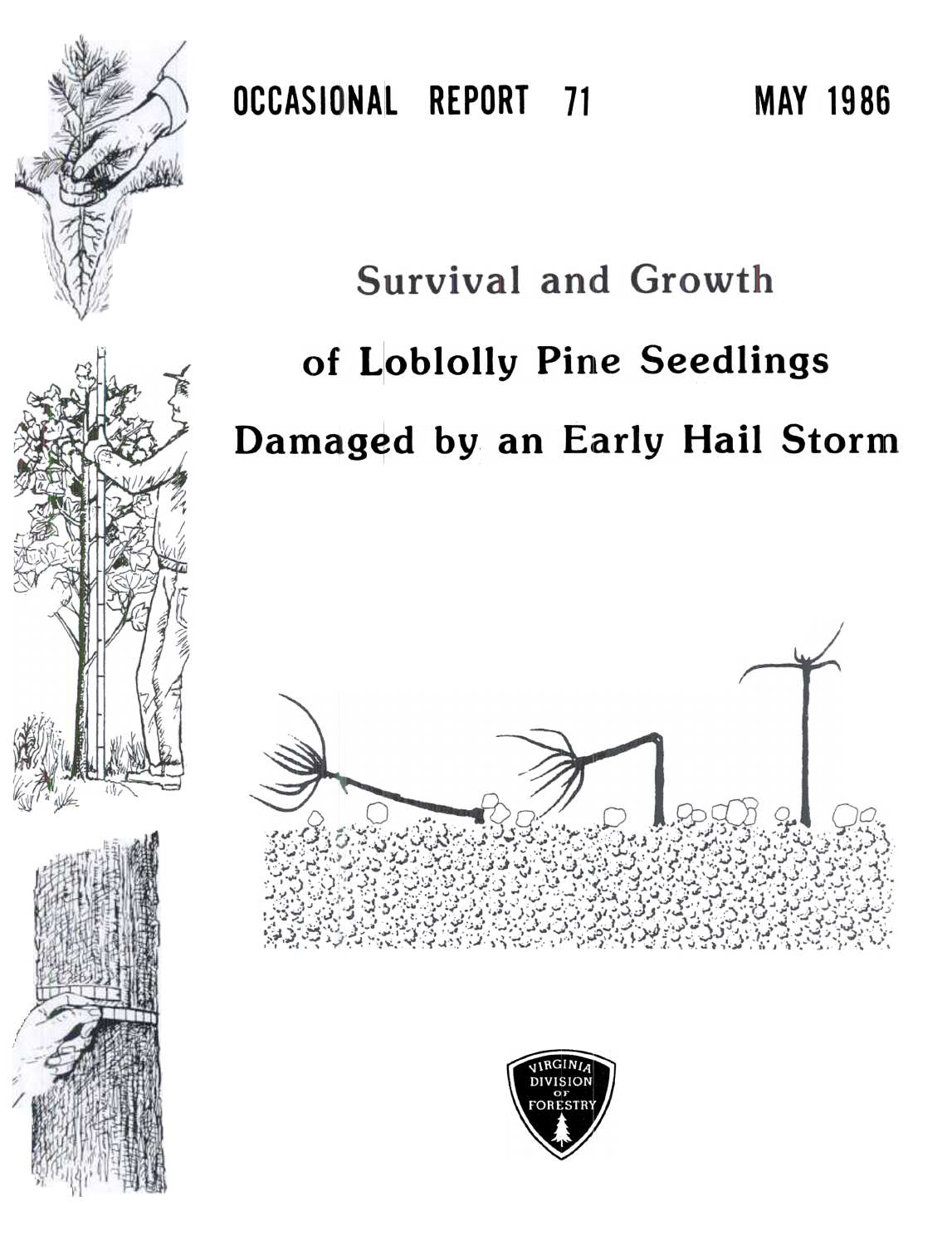OCCASIONAL REPORT 71

MAY 1986

# Survival and Growth of Loblolly Pine Seedlings Damaged by an Early Hail Storm

VIRGINIA DIVISION OF FORESTRY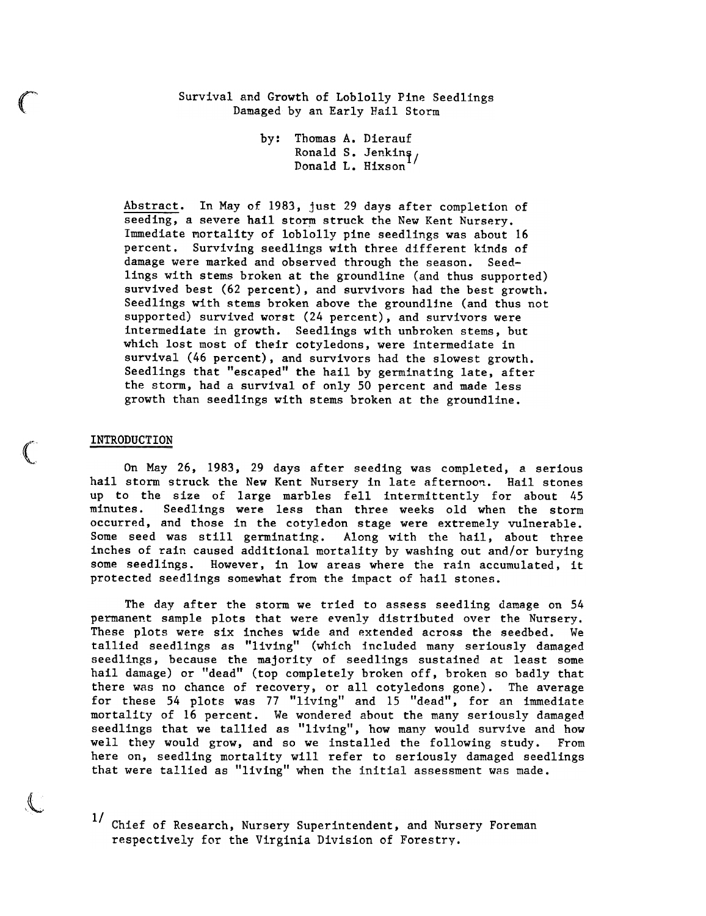# Survival and Growth of Loblolly Pine Seedlings Damaged by an Early Hail Storm

by: Thomas A. Dierauf
Ronald S. Jenkins
Donald L. Hixson[1]

Abstract. In May of 1983, just 29 days after completion of seeding, a severe hail storm struck the New Kent Nursery. Immediate mortality of loblolly pine seedlings was about 16 percent. Surviving seedlings with three different kinds of damage were marked and observed through the season. Seedlings with stems broken at the groundline (and thus supported) survived best (62 percent), and survivors had the best growth. Seedlings with stems broken above the groundline (and thus not supported) survived worst (24 percent), and survivors were intermediate in growth. Seedlings with unbroken stems, but which lost most of their cotyledons, were intermediate in survival (46 percent), and survivors had the slowest growth. Seedlings that "escaped" the hail by germinating late, after the storm, had a survival of only 50 percent and made less growth than seedlings with stems broken at the groundline.

## INTRODUCTION

On May 26, 1983, 29 days after seeding was completed, a serious hail storm struck the New Kent Nursery in late afternoon. Hail stones up to the size of large marbles fell intermittently for about 45 minutes. Seedlings were less than three weeks old when the storm occurred, and those in the cotyledon stage were extremely vulnerable. Some seed was still germinating. Along with the hail, about three inches of rain caused additional mortality by washing out and/or burying some seedlings. However, in low areas where the rain accumulated, it protected seedlings somewhat from the impact of hail stones.

The day after the storm we tried to assess seedling damage on 54 permanent sample plots that were evenly distributed over the Nursery. These plots were six inches wide and extended across the seedbed. We tallied seedlings as "living" (which included many seriously damaged seedlings, because the majority of seedlings sustained at least some hail damage) or "dead" (top completely broken off, broken so badly that there was no chance of recovery, or all cotyledons gone). The average for these 54 plots was 77 "living" and 15 "dead", for an immediate mortality of 16 percent. We wondered about the many seriously damaged seedlings that we tallied as "living", how many would survive and how well they would grow, and so we installed the following study. From here on, seedling mortality will refer to seriously damaged seedlings that were tallied as "living" when the initial assessment was made.

[1] Chief of Research, Nursery Superintendent, and Nursery Foreman respectively for the Virginia Division of Forestry.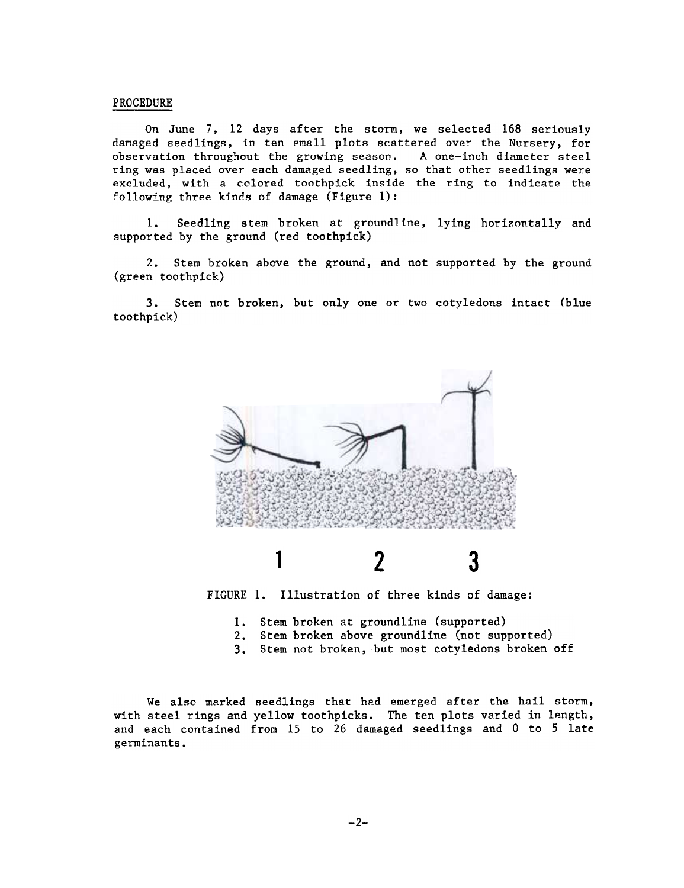PROCEDURE

On June 7, 12 days after the storm, we selected 168 seriously damaged seedlings, in ten small plots scattered over the Nursery, for observation throughout the growing season. A one-inch diameter steel ring was placed over each damaged seedling, so that other seedlings were excluded, with a colored toothpick inside the ring to indicate the following three kinds of damage (Figure 1):

1. Seedling stem broken at groundline, lying horizontally and supported by the ground (red toothpick)

2. Stem broken above the ground, and not supported by the ground (green toothpick)

3. Stem not broken, but only one or two cotyledons intact (blue toothpick)

FIGURE 1. Illustration of three kinds of damage:

1. Stem broken at groundline (supported)
2. Stem broken above groundline (not supported)
3. Stem not broken, but most cotyledons broken off

We also marked seedlings that had emerged after the hail storm, with steel rings and yellow toothpicks. The ten plots varied in length, and each contained from 15 to 26 damaged seedlings and 0 to 5 late germinants.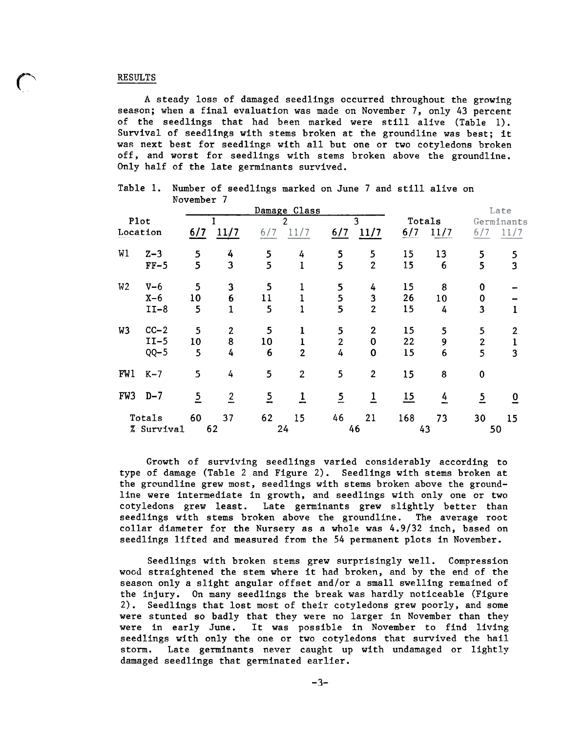## RESULTS

A steady loss of damaged seedlings occurred throughout the growing season; when a final evaluation was made on November 7, only 43 percent of the seedlings that had been marked were still alive (Table 1). Survival of seedlings with stems broken at the groundline was best; it was next best for seedlings with all but one or two cotyledons broken off, and worst for seedlings with stems broken above the groundline. Only half of the late germinants survived.

Table 1. Number of seedlings marked on June 7 and still alive on November 7

| Plot | Location | Damage Class 1 | | Damage Class 2 | | Damage Class 3 | | Totals | | Late Germinants | |
|---|---|---|---|---|---|---|---|---|---|---|---|
| | | 6/7 | 11/7 | 6/7 | 11/7 | 6/7 | 11/7 | 6/7 | 11/7 | 6/7 | 11/7 |
| W1 | Z-3 | 5 | 4 | 5 | 4 | 5 | 5 | 15 | 13 | 5 | 5 |
| | FF-5 | 5 | 3 | 5 | 1 | 5 | 2 | 15 | 6 | 5 | 3 |
| W2 | V-6 | 5 | 3 | 5 | 1 | 5 | 4 | 15 | 8 | 0 | - |
| | X-6 | 10 | 6 | 11 | 1 | 5 | 3 | 26 | 10 | 0 | - |
| | II-8 | 5 | 1 | 5 | 1 | 5 | 2 | 15 | 4 | 3 | 1 |
| W3 | CC-2 | 5 | 2 | 5 | 1 | 5 | 2 | 15 | 5 | 5 | 2 |
| | II-5 | 10 | 8 | 10 | 1 | 2 | 0 | 22 | 9 | 2 | 1 |
| | QQ-5 | 5 | 4 | 6 | 2 | 4 | 0 | 15 | 6 | 5 | 3 |
| FW1 | K-7 | 5 | 4 | 5 | 2 | 5 | 2 | 15 | 8 | 0 | |
| FW3 | D-7 | 5 | 2 | 5 | 1 | 5 | 1 | 15 | 4 | 5 | 0 |
| Totals | | 60 | 37 | 62 | 15 | 46 | 21 | 168 | 73 | 30 | 15 |
| % Survival | | 62 | | 24 | | 46 | | 43 | | 50 | |

Growth of surviving seedlings varied considerably according to type of damage (Table 2 and Figure 2). Seedlings with stems broken at the groundline grew most, seedlings with stems broken above the groundline were intermediate in growth, and seedlings with only one or two cotyledons grew least. Late germinants grew slightly better than seedlings with stems broken above the groundline. The average root collar diameter for the Nursery as a whole was 4.9/32 inch, based on seedlings lifted and measured from the 54 permanent plots in November.

Seedlings with broken stems grew surprisingly well. Compression wood straightened the stem where it had broken, and by the end of the season only a slight angular offset and/or a small swelling remained of the injury. On many seedlings the break was hardly noticeable (Figure 2). Seedlings that lost most of their cotyledons grew poorly, and some were stunted so badly that they were no larger in November than they were in early June. It was possible in November to find living seedlings with only the one or two cotyledons that survived the hail storm. Late germinants never caught up with undamaged or lightly damaged seedlings that germinated earlier.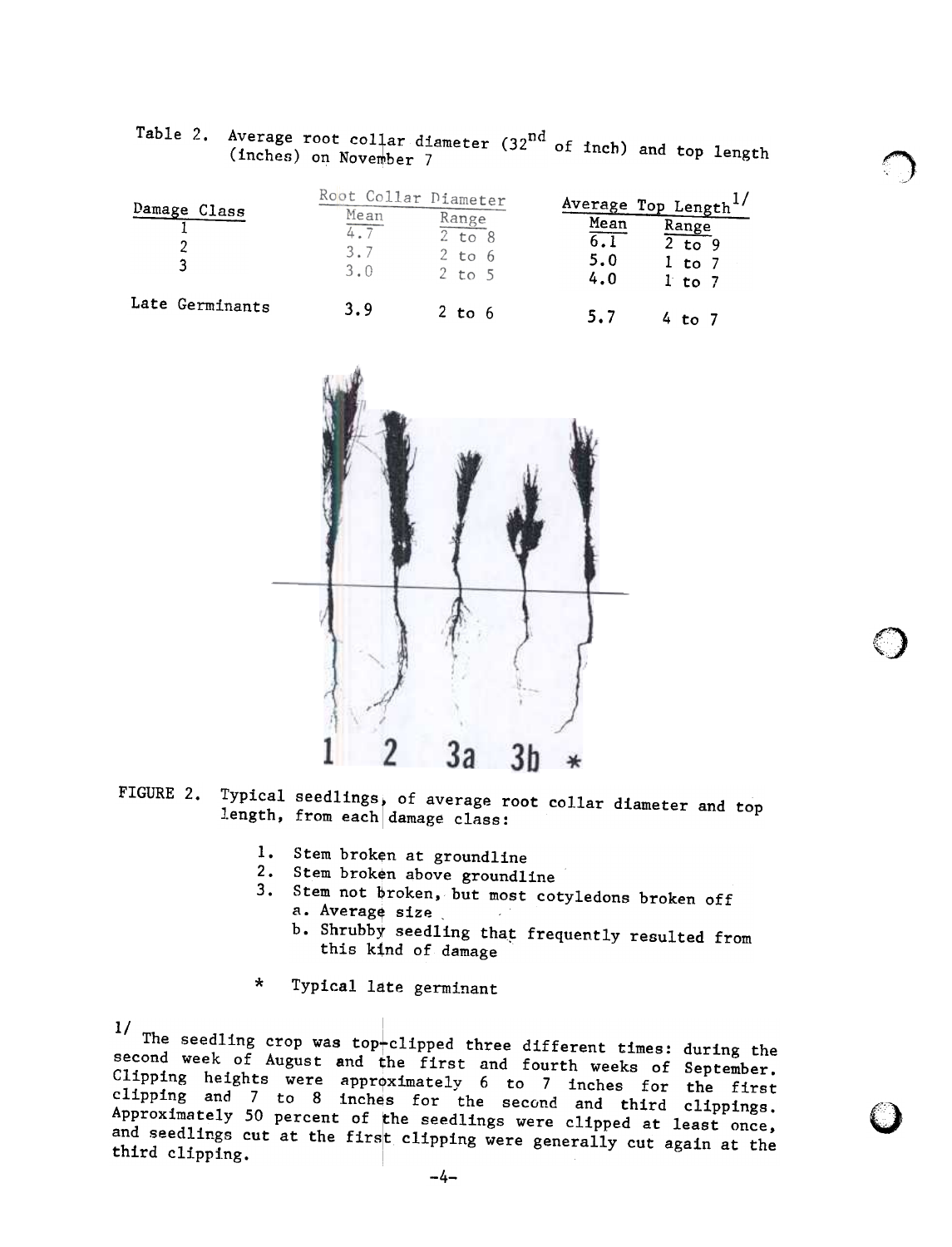Table 2. Average root collar diameter (32nd of inch) and top length (inches) on November 7

| Damage Class | Root Collar Diameter | | Average Top Length[1/] | |
|---|---|---|---|---|
| | Mean | Range | Mean | Range |
| 1 | 4.7 | 2 to 8 | 6.1 | 2 to 9 |
| 2 | 3.7 | 2 to 6 | 5.0 | 1 to 7 |
| 3 | 3.0 | 2 to 5 | 4.0 | 1 to 7 |
| Late Germinants | 3.9 | 2 to 6 | 5.7 | 4 to 7 |

FIGURE 2. Typical seedlings, of average root collar diameter and top length, from each damage class:

1. Stem broken at groundline
2. Stem broken above groundline
3. Stem not broken, but most cotyledons broken off
   a. Average size
   b. Shrubby seedling that frequently resulted from this kind of damage

\* Typical late germinant

[1/] The seedling crop was top-clipped three different times: during the second week of August and the first and fourth weeks of September. Clipping heights were approximately 6 to 7 inches for the first clipping and 7 to 8 inches for the second and third clippings. Approximately 50 percent of the seedlings were clipped at least once, and seedlings cut at the first clipping were generally cut again at the third clipping.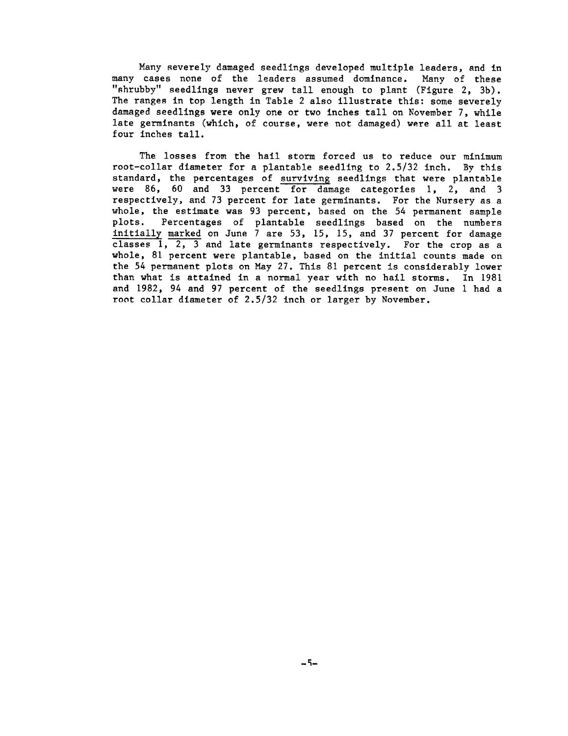Many severely damaged seedlings developed multiple leaders, and in many cases none of the leaders assumed dominance. Many of these "shrubby" seedlings never grew tall enough to plant (Figure 2, 3b). The ranges in top length in Table 2 also illustrate this: some severely damaged seedlings were only one or two inches tall on November 7, while late germinants (which, of course, were not damaged) were all at least four inches tall.

The losses from the hail storm forced us to reduce our minimum root-collar diameter for a plantable seedling to 2.5/32 inch. By this standard, the percentages of surviving seedlings that were plantable were 86, 60 and 33 percent for damage categories 1, 2, and 3 respectively, and 73 percent for late germinants. For the Nursery as a whole, the estimate was 93 percent, based on the 54 permanent sample plots. Percentages of plantable seedlings based on the numbers initially marked on June 7 are 53, 15, 15, and 37 percent for damage classes 1, 2, 3 and late germinants respectively. For the crop as a whole, 81 percent were plantable, based on the initial counts made on the 54 permanent plots on May 27. This 81 percent is considerably lower than what is attained in a normal year with no hail storms. In 1981 and 1982, 94 and 97 percent of the seedlings present on June 1 had a root collar diameter of 2.5/32 inch or larger by November.